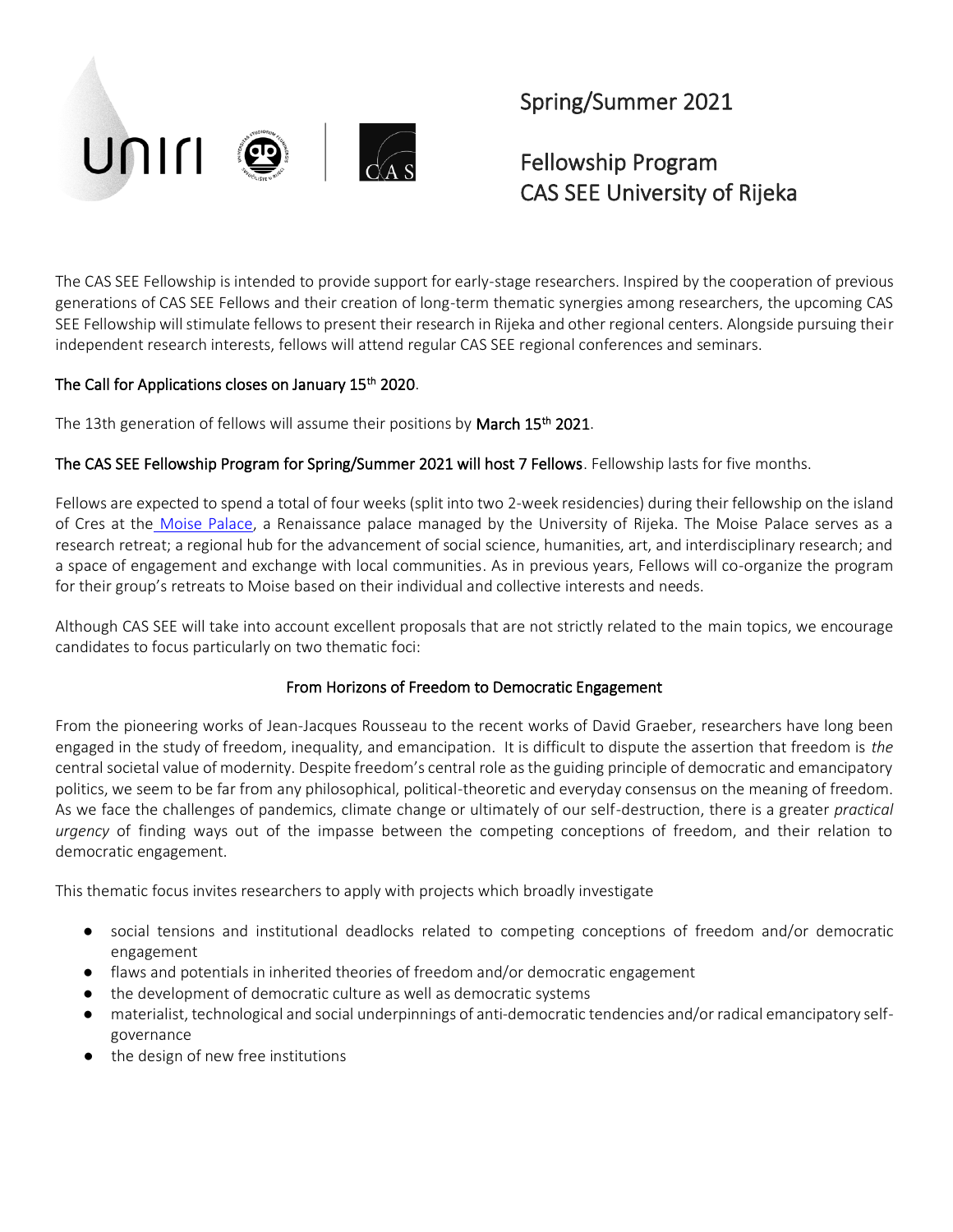# Spring/Summer 2021

## Fellowship Program
## CAS SEE University of Rijeka

The CAS SEE Fellowship is intended to provide support for early-stage researchers. Inspired by the cooperation of previous generations of CAS SEE Fellows and their creation of long-term thematic synergies among researchers, the upcoming CAS SEE Fellowship will stimulate fellows to present their research in Rijeka and other regional centers. Alongside pursuing their independent research interests, fellows will attend regular CAS SEE regional conferences and seminars.

The Call for Applications closes on January 15th 2020.

The 13th generation of fellows will assume their positions by March 15th 2021.

The CAS SEE Fellowship Program for Spring/Summer 2021 will host 7 Fellows. Fellowship lasts for five months.

Fellows are expected to spend a total of four weeks (split into two 2-week residencies) during their fellowship on the island of Cres at the [Moise Palace](), a Renaissance palace managed by the University of Rijeka. The Moise Palace serves as a research retreat; a regional hub for the advancement of social science, humanities, art, and interdisciplinary research; and a space of engagement and exchange with local communities. As in previous years, Fellows will co-organize the program for their group's retreats to Moise based on their individual and collective interests and needs.

Although CAS SEE will take into account excellent proposals that are not strictly related to the main topics, we encourage candidates to focus particularly on two thematic foci:

### From Horizons of Freedom to Democratic Engagement

From the pioneering works of Jean-Jacques Rousseau to the recent works of David Graeber, researchers have long been engaged in the study of freedom, inequality, and emancipation. It is difficult to dispute the assertion that freedom is *the* central societal value of modernity. Despite freedom's central role as the guiding principle of democratic and emancipatory politics, we seem to be far from any philosophical, political-theoretic and everyday consensus on the meaning of freedom. As we face the challenges of pandemics, climate change or ultimately of our self-destruction, there is a greater *practical urgency* of finding ways out of the impasse between the competing conceptions of freedom, and their relation to democratic engagement.

This thematic focus invites researchers to apply with projects which broadly investigate

- social tensions and institutional deadlocks related to competing conceptions of freedom and/or democratic engagement
- flaws and potentials in inherited theories of freedom and/or democratic engagement
- the development of democratic culture as well as democratic systems
- materialist, technological and social underpinnings of anti-democratic tendencies and/or radical emancipatory self-governance
- the design of new free institutions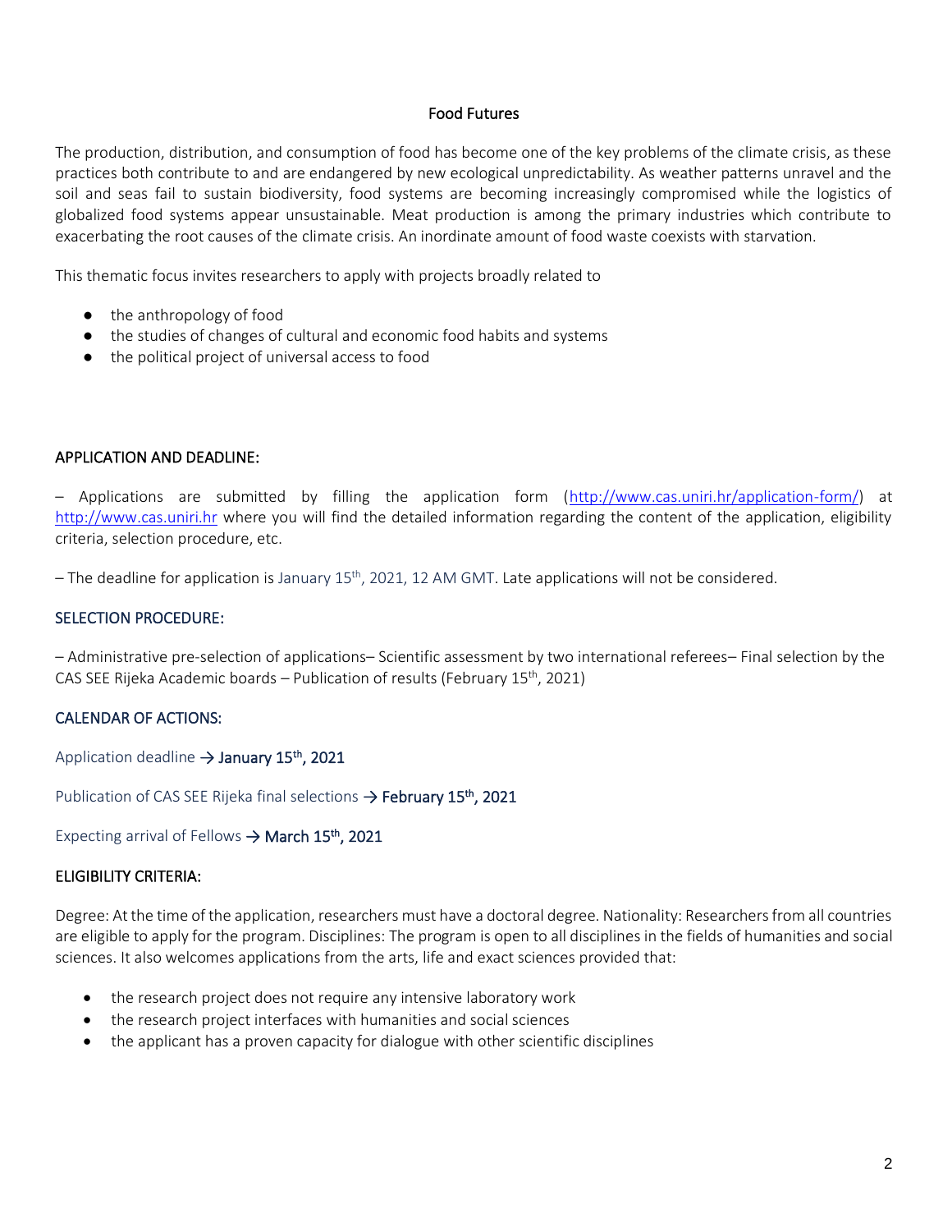## Food Futures

The production, distribution, and consumption of food has become one of the key problems of the climate crisis, as these practices both contribute to and are endangered by new ecological unpredictability. As weather patterns unravel and the soil and seas fail to sustain biodiversity, food systems are becoming increasingly compromised while the logistics of globalized food systems appear unsustainable. Meat production is among the primary industries which contribute to exacerbating the root causes of the climate crisis. An inordinate amount of food waste coexists with starvation.

This thematic focus invites researchers to apply with projects broadly related to

- the anthropology of food
- the studies of changes of cultural and economic food habits and systems
- the political project of universal access to food

### APPLICATION AND DEADLINE:

– Applications are submitted by filling the application form (http://www.cas.uniri.hr/application-form/) at http://www.cas.uniri.hr where you will find the detailed information regarding the content of the application, eligibility criteria, selection procedure, etc.

– The deadline for application is January 15th, 2021, 12 AM GMT. Late applications will not be considered.

### SELECTION PROCEDURE:

– Administrative pre-selection of applications– Scientific assessment by two international referees– Final selection by the CAS SEE Rijeka Academic boards – Publication of results (February 15th, 2021)

### CALENDAR OF ACTIONS:

Application deadline → **January 15th, 2021**

Publication of CAS SEE Rijeka final selections → **February 15th, 2021**

Expecting arrival of Fellows → **March 15th, 2021**

### ELIGIBILITY CRITERIA:

Degree: At the time of the application, researchers must have a doctoral degree. Nationality: Researchers from all countries are eligible to apply for the program. Disciplines: The program is open to all disciplines in the fields of humanities and social sciences. It also welcomes applications from the arts, life and exact sciences provided that:

- the research project does not require any intensive laboratory work
- the research project interfaces with humanities and social sciences
- the applicant has a proven capacity for dialogue with other scientific disciplines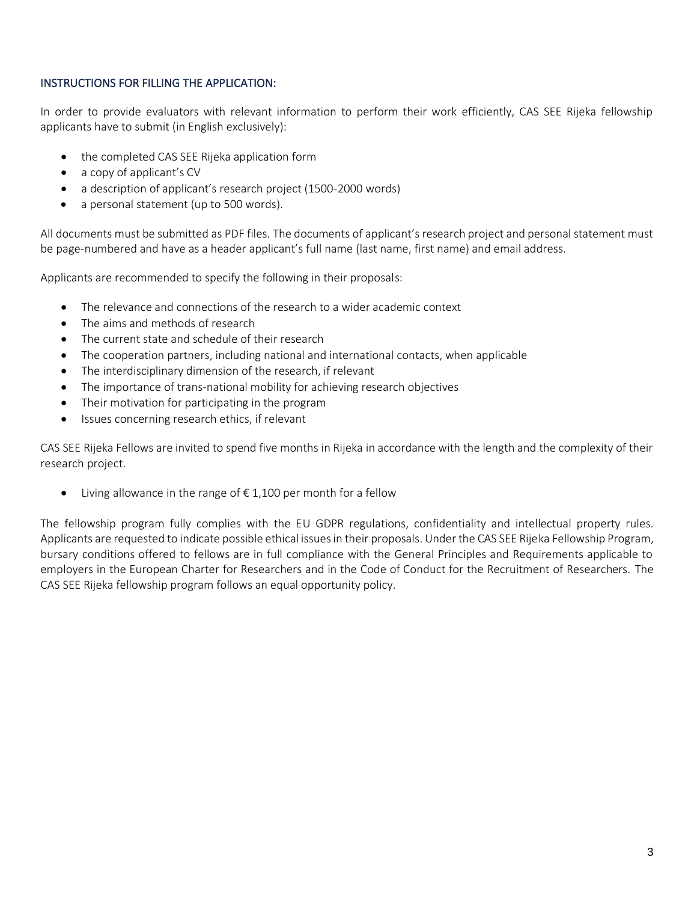## INSTRUCTIONS FOR FILLING THE APPLICATION:

In order to provide evaluators with relevant information to perform their work efficiently, CAS SEE Rijeka fellowship applicants have to submit (in English exclusively):

- the completed CAS SEE Rijeka application form
- a copy of applicant's CV
- a description of applicant's research project (1500-2000 words)
- a personal statement (up to 500 words).

All documents must be submitted as PDF files. The documents of applicant's research project and personal statement must be page-numbered and have as a header applicant's full name (last name, first name) and email address.

Applicants are recommended to specify the following in their proposals:

- The relevance and connections of the research to a wider academic context
- The aims and methods of research
- The current state and schedule of their research
- The cooperation partners, including national and international contacts, when applicable
- The interdisciplinary dimension of the research, if relevant
- The importance of trans-national mobility for achieving research objectives
- Their motivation for participating in the program
- Issues concerning research ethics, if relevant

CAS SEE Rijeka Fellows are invited to spend five months in Rijeka in accordance with the length and the complexity of their research project.

- Living allowance in the range of € 1,100 per month for a fellow

The fellowship program fully complies with the EU GDPR regulations, confidentiality and intellectual property rules. Applicants are requested to indicate possible ethical issues in their proposals. Under the CAS SEE Rijeka Fellowship Program, bursary conditions offered to fellows are in full compliance with the General Principles and Requirements applicable to employers in the European Charter for Researchers and in the Code of Conduct for the Recruitment of Researchers. The CAS SEE Rijeka fellowship program follows an equal opportunity policy.